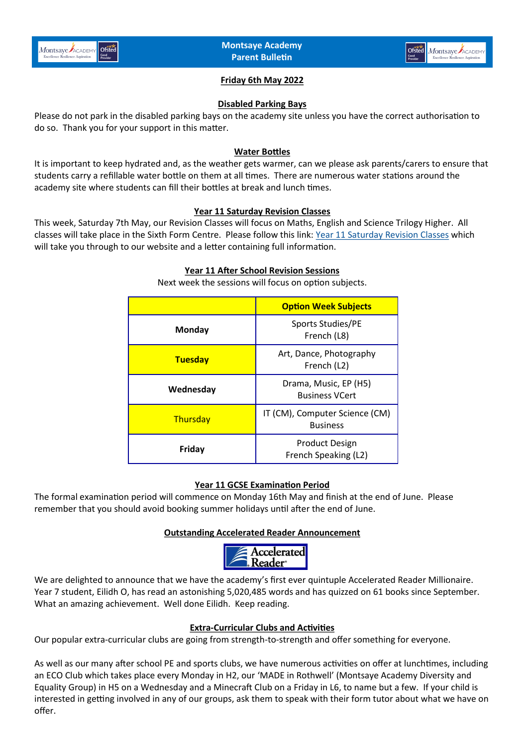# Montsaye Academy Parent Bulletin

**Friday 6th May 2022**

## Disabled Parking Bays

Please do not park in the disabled parking bays on the academy site unless you have the correct authorisation to do so. Thank you for your support in this matter.

## Water Bottles

It is important to keep hydrated and, as the weather gets warmer, can we please ask parents/carers to ensure that students carry a refillable water bottle on them at all times. There are numerous water stations around the academy site where students can fill their bottles at break and lunch times.

## Year 11 Saturday Revision Classes

This week, Saturday 7th May, our Revision Classes will focus on Maths, English and Science Trilogy Higher. All classes will take place in the Sixth Form Centre. Please follow this link: Year 11 Saturday Revision Classes which will take you through to our website and a letter containing full information.

## Year 11 After School Revision Sessions

Next week the sessions will focus on option subjects.

| | Option Week Subjects |
|---|---|
| **Monday** | Sports Studies/PE<br>French (L8) |
| **Tuesday** | Art, Dance, Photography<br>French (L2) |
| **Wednesday** | Drama, Music, EP (H5)<br>Business VCert |
| Thursday | IT (CM), Computer Science (CM)<br>Business |
| **Friday** | Product Design<br>French Speaking (L2) |

## Year 11 GCSE Examination Period

The formal examination period will commence on Monday 16th May and finish at the end of June. Please remember that you should avoid booking summer holidays until after the end of June.

## Outstanding Accelerated Reader Announcement

We are delighted to announce that we have the academy's first ever quintuple Accelerated Reader Millionaire. Year 7 student, Eilidh O, has read an astonishing 5,020,485 words and has quizzed on 61 books since September. What an amazing achievement. Well done Eilidh. Keep reading.

## Extra-Curricular Clubs and Activities

Our popular extra-curricular clubs are going from strength-to-strength and offer something for everyone.

As well as our many after school PE and sports clubs, we have numerous activities on offer at lunchtimes, including an ECO Club which takes place every Monday in H2, our 'MADE in Rothwell' (Montsaye Academy Diversity and Equality Group) in H5 on a Wednesday and a Minecraft Club on a Friday in L6, to name but a few. If your child is interested in getting involved in any of our groups, ask them to speak with their form tutor about what we have on offer.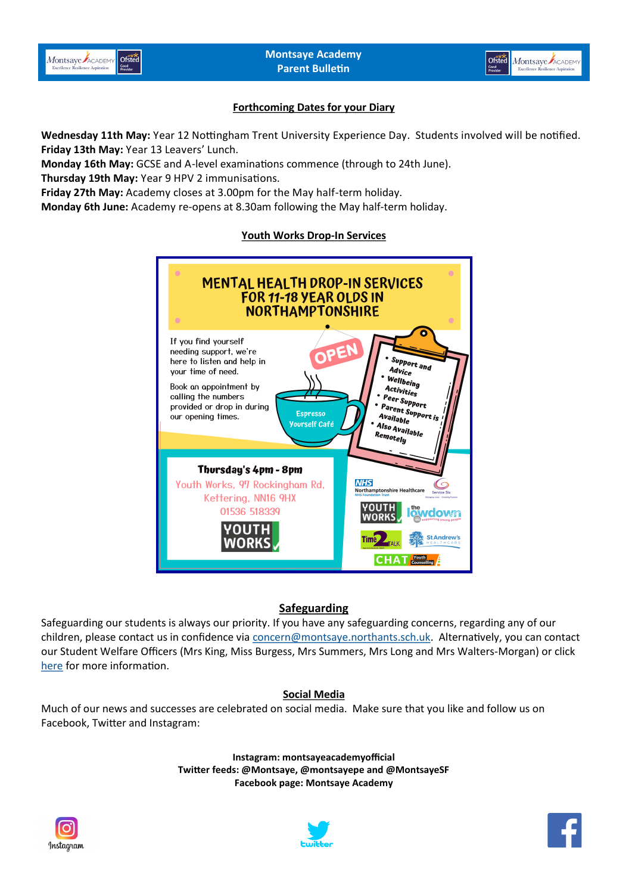## Forthcoming Dates for your Diary

**Wednesday 11th May:** Year 12 Nottingham Trent University Experience Day. Students involved will be notified.
**Friday 13th May:** Year 13 Leavers' Lunch.
**Monday 16th May:** GCSE and A-level examinations commence (through to 24th June).
**Thursday 19th May:** Year 9 HPV 2 immunisations.
**Friday 27th May:** Academy closes at 3.00pm for the May half-term holiday.
**Monday 6th June:** Academy re-opens at 8.30am following the May half-term holiday.

## Youth Works Drop-In Services

MENTAL HEALTH DROP-IN SERVICES FOR 11-18 YEAR OLDS IN NORTHAMPTONSHIRE

If you find yourself needing support, we're here to listen and help in your time of need.

Book an appointment by calling the numbers provided or drop in during our opening times.

OPEN

Espresso Yourself Café

- Support and Advice
- Wellbeing Activities
- Peer Support
- Parent Support is Available
- Also Available Remotely

**Thursday's 4pm - 8pm**
Youth Works, 97 Rockingham Rd, Kettering, NN16 9HX
01536 518339

YOUTH WORKS

NHS Northamptonshire Healthcare NHS Foundation Trust
Service Six
YOUTH WORKS
the lowdown
Time2Talk
St Andrew's Healthcare
CHAT Youth Counselling

## Safeguarding

Safeguarding our students is always our priority. If you have any safeguarding concerns, regarding any of our children, please contact us in confidence via concern@montsaye.northants.sch.uk. Alternatively, you can contact our Student Welfare Officers (Mrs King, Miss Burgess, Mrs Summers, Mrs Long and Mrs Walters-Morgan) or click here for more information.

## Social Media

Much of our news and successes are celebrated on social media. Make sure that you like and follow us on Facebook, Twitter and Instagram:

**Instagram: montsayeacademyofficial**
**Twitter feeds: @Montsaye, @montsayepe and @MontsayeSF**
**Facebook page: Montsaye Academy**